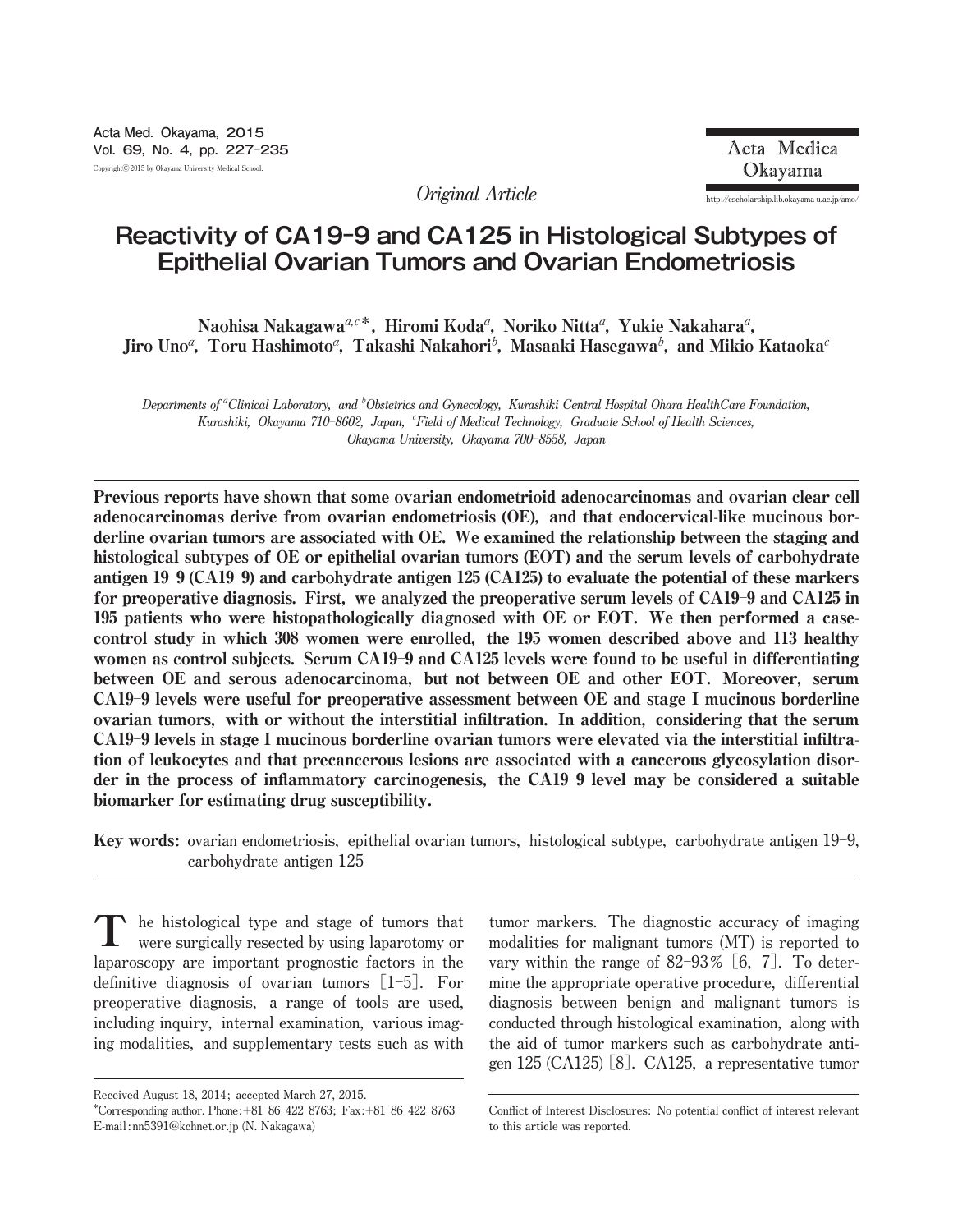*Original Article*

# Reactivity of CA19-9 and CA125 in Histological Subtypes of Epithelial Ovarian Tumors and Ovarian Endometriosis

Naohisa Nakagawa[a,c]*, Hiromi Koda[a], Noriko Nitta[a], Yukie Nakahara[a], Jiro Uno[a], Toru Hashimoto[a], Takashi Nakahori[b], Masaaki Hasegawa[b], and Mikio Kataoka[c]

*Departments of [a]Clinical Laboratory, and [b]Obstetrics and Gynecology, Kurashiki Central Hospital Ohara HealthCare Foundation, Kurashiki, Okayama 710-8602, Japan, [c]Field of Medical Technology, Graduate School of Health Sciences, Okayama University, Okayama 700-8558, Japan*

**Previous reports have shown that some ovarian endometrioid adenocarcinomas and ovarian clear cell adenocarcinomas derive from ovarian endometriosis (OE), and that endocervical-like mucinous borderline ovarian tumors are associated with OE. We examined the relationship between the staging and histological subtypes of OE or epithelial ovarian tumors (EOT) and the serum levels of carbohydrate antigen 19-9 (CA19-9) and carbohydrate antigen 125 (CA125) to evaluate the potential of these markers for preoperative diagnosis. First, we analyzed the preoperative serum levels of CA19-9 and CA125 in 195 patients who were histopathologically diagnosed with OE or EOT. We then performed a case-control study in which 308 women were enrolled, the 195 women described above and 113 healthy women as control subjects. Serum CA19-9 and CA125 levels were found to be useful in differentiating between OE and serous adenocarcinoma, but not between OE and other EOT. Moreover, serum CA19-9 levels were useful for preoperative assessment between OE and stage I mucinous borderline ovarian tumors, with or without the interstitial infiltration. In addition, considering that the serum CA19-9 levels in stage I mucinous borderline ovarian tumors were elevated via the interstitial infiltration of leukocytes and that precancerous lesions are associated with a cancerous glycosylation disorder in the process of inflammatory carcinogenesis, the CA19-9 level may be considered a suitable biomarker for estimating drug susceptibility.**

**Key words:** ovarian endometriosis, epithelial ovarian tumors, histological subtype, carbohydrate antigen 19-9, carbohydrate antigen 125

The histological type and stage of tumors that were surgically resected by using laparotomy or laparoscopy are important prognostic factors in the definitive diagnosis of ovarian tumors [1-5]. For preoperative diagnosis, a range of tools are used, including inquiry, internal examination, various imaging modalities, and supplementary tests such as with tumor markers. The diagnostic accuracy of imaging modalities for malignant tumors (MT) is reported to vary within the range of 82-93% [6, 7]. To determine the appropriate operative procedure, differential diagnosis between benign and malignant tumors is conducted through histological examination, along with the aid of tumor markers such as carbohydrate antigen 125 (CA125) [8]. CA125, a representative tumor

Received August 18, 2014; accepted March 27, 2015.
*Corresponding author. Phone: +81-86-422-8763; Fax: +81-86-422-8763
E-mail: nn5391@kchnet.or.jp (N. Nakagawa)

Conflict of Interest Disclosures: No potential conflict of interest relevant to this article was reported.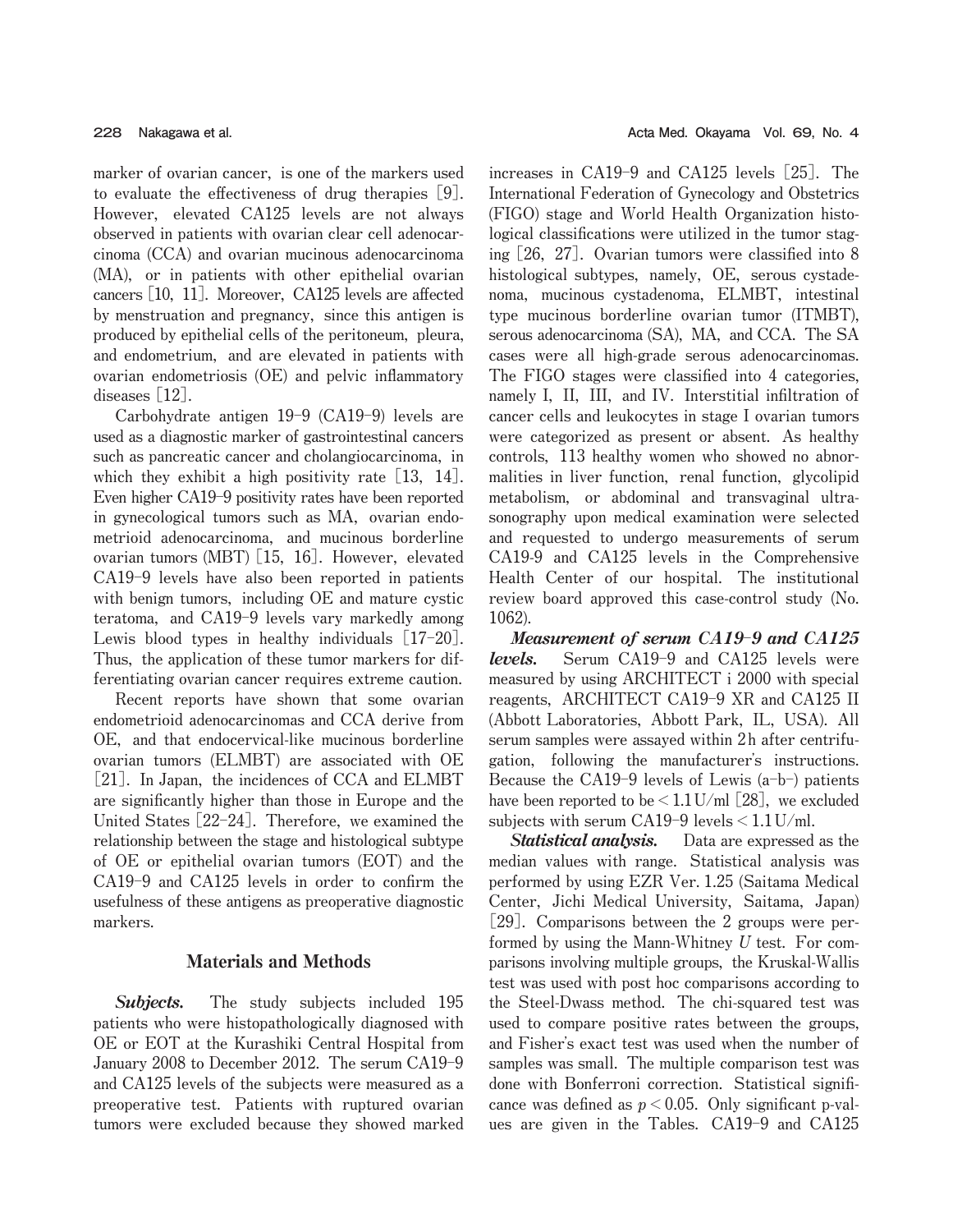marker of ovarian cancer, is one of the markers used to evaluate the effectiveness of drug therapies [9]. However, elevated CA125 levels are not always observed in patients with ovarian clear cell adenocarcinoma (CCA) and ovarian mucinous adenocarcinoma (MA), or in patients with other epithelial ovarian cancers [10, 11]. Moreover, CA125 levels are affected by menstruation and pregnancy, since this antigen is produced by epithelial cells of the peritoneum, pleura, and endometrium, and are elevated in patients with ovarian endometriosis (OE) and pelvic inflammatory diseases [12].

Carbohydrate antigen 19-9 (CA19-9) levels are used as a diagnostic marker of gastrointestinal cancers such as pancreatic cancer and cholangiocarcinoma, in which they exhibit a high positivity rate [13, 14]. Even higher CA19-9 positivity rates have been reported in gynecological tumors such as MA, ovarian endometrioid adenocarcinoma, and mucinous borderline ovarian tumors (MBT) [15, 16]. However, elevated CA19-9 levels have also been reported in patients with benign tumors, including OE and mature cystic teratoma, and CA19-9 levels vary markedly among Lewis blood types in healthy individuals [17-20]. Thus, the application of these tumor markers for differentiating ovarian cancer requires extreme caution.

Recent reports have shown that some ovarian endometrioid adenocarcinomas and CCA derive from OE, and that endocervical-like mucinous borderline ovarian tumors (ELMBT) are associated with OE [21]. In Japan, the incidences of CCA and ELMBT are significantly higher than those in Europe and the United States [22-24]. Therefore, we examined the relationship between the stage and histological subtype of OE or epithelial ovarian tumors (EOT) and the CA19-9 and CA125 levels in order to confirm the usefulness of these antigens as preoperative diagnostic markers.

## Materials and Methods

***Subjects.*** The study subjects included 195 patients who were histopathologically diagnosed with OE or EOT at the Kurashiki Central Hospital from January 2008 to December 2012. The serum CA19-9 and CA125 levels of the subjects were measured as a preoperative test. Patients with ruptured ovarian tumors were excluded because they showed marked increases in CA19-9 and CA125 levels [25]. The International Federation of Gynecology and Obstetrics (FIGO) stage and World Health Organization histological classifications were utilized in the tumor staging [26, 27]. Ovarian tumors were classified into 8 histological subtypes, namely, OE, serous cystadenoma, mucinous cystadenoma, ELMBT, intestinal type mucinous borderline ovarian tumor (ITMBT), serous adenocarcinoma (SA), MA, and CCA. The SA cases were all high-grade serous adenocarcinomas. The FIGO stages were classified into 4 categories, namely I, II, III, and IV. Interstitial infiltration of cancer cells and leukocytes in stage I ovarian tumors were categorized as present or absent. As healthy controls, 113 healthy women who showed no abnormalities in liver function, renal function, glycolipid metabolism, or abdominal and transvaginal ultrasonography upon medical examination were selected and requested to undergo measurements of serum CA19-9 and CA125 levels in the Comprehensive Health Center of our hospital. The institutional review board approved this case-control study (No. 1062).

***Measurement of serum CA19-9 and CA125 levels.*** Serum CA19-9 and CA125 levels were measured by using ARCHITECT i 2000 with special reagents, ARCHITECT CA19-9 XR and CA125 II (Abbott Laboratories, Abbott Park, IL, USA). All serum samples were assayed within 2 h after centrifugation, following the manufacturer's instructions. Because the CA19-9 levels of Lewis (a−b−) patients have been reported to be < 1.1 U/ml [28], we excluded subjects with serum CA19-9 levels < 1.1 U/ml.

***Statistical analysis.*** Data are expressed as the median values with range. Statistical analysis was performed by using EZR Ver. 1.25 (Saitama Medical Center, Jichi Medical University, Saitama, Japan) [29]. Comparisons between the 2 groups were performed by using the Mann-Whitney $U$ test. For comparisons involving multiple groups, the Kruskal-Wallis test was used with post hoc comparisons according to the Steel-Dwass method. The chi-squared test was used to compare positive rates between the groups, and Fisher's exact test was used when the number of samples was small. The multiple comparison test was done with Bonferroni correction. Statistical significance was defined as $p < 0.05$. Only significant p-values are given in the Tables. CA19-9 and CA125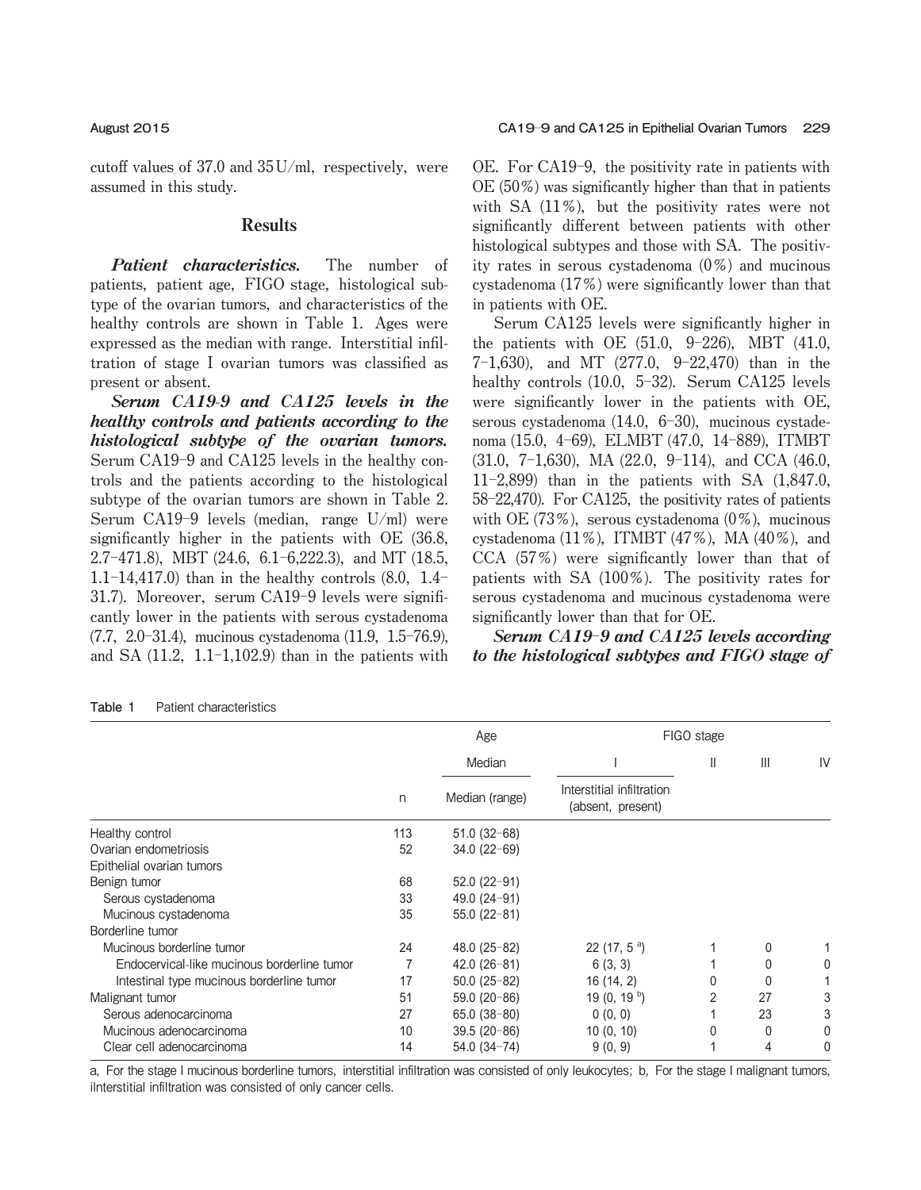cutoff values of 37.0 and 35 U/ml, respectively, were assumed in this study.

## Results

***Patient characteristics.*** The number of patients, patient age, FIGO stage, histological subtype of the ovarian tumors, and characteristics of the healthy controls are shown in Table 1. Ages were expressed as the median with range. Interstitial infiltration of stage I ovarian tumors was classified as present or absent.

***Serum CA19-9 and CA125 levels in the healthy controls and patients according to the histological subtype of the ovarian tumors.*** Serum CA19-9 and CA125 levels in the healthy controls and the patients according to the histological subtype of the ovarian tumors are shown in Table 2. Serum CA19-9 levels (median, range U/ml) were significantly higher in the patients with OE (36.8, 2.7–471.8), MBT (24.6, 6.1–6,222.3), and MT (18.5, 1.1–14,417.0) than in the healthy controls (8.0, 1.4–31.7). Moreover, serum CA19-9 levels were significantly lower in the patients with serous cystadenoma (7.7, 2.0–31.4), mucinous cystadenoma (11.9, 1.5–76.9), and SA (11.2, 1.1–1,102.9) than in the patients with OE. For CA19-9, the positivity rate in patients with OE (50%) was significantly higher than that in patients with SA (11%), but the positivity rates were not significantly different between patients with other histological subtypes and those with SA. The positivity rates in serous cystadenoma (0%) and mucinous cystadenoma (17%) were significantly lower than that in patients with OE.

Serum CA125 levels were significantly higher in the patients with OE (51.0, 9–226), MBT (41.0, 7–1,630), and MT (277.0, 9–22,470) than in the healthy controls (10.0, 5–32). Serum CA125 levels were significantly lower in the patients with OE, serous cystadenoma (14.0, 6–30), mucinous cystadenoma (15.0, 4–69), ELMBT (47.0, 14–889), ITMBT (31.0, 7–1,630), MA (22.0, 9–114), and CCA (46.0, 11–2,899) than in the patients with SA (1,847.0, 58–22,470). For CA125, the positivity rates of patients with OE (73%), serous cystadenoma (0%), mucinous cystadenoma (11%), ITMBT (47%), MA (40%), and CCA (57%) were significantly lower than that of patients with SA (100%). The positivity rates for serous cystadenoma and mucinous cystadenoma were significantly lower than that for OE.

***Serum CA19-9 and CA125 levels according to the histological subtypes and FIGO stage of***

Table 1 Patient characteristics

| | n | Age Median | FIGO stage I | II | III | IV |
|---|---|---|---|---|---|---|
| | | Median (range) | Interstitial infiltration (absent, present) | | | |
| Healthy control | 113 | 51.0 (32–68) | | | | |
| Ovarian endometriosis | 52 | 34.0 (22–69) | | | | |
| Epithelial ovarian tumors | | | | | | |
| Benign tumor | 68 | 52.0 (22–91) | | | | |
| Serous cystadenoma | 33 | 49.0 (24–91) | | | | |
| Mucinous cystadenoma | 35 | 55.0 (22–81) | | | | |
| Borderline tumor | | | | | | |
| Mucinous borderline tumor | 24 | 48.0 (25–82) | 22 (17, 5 [a]) | 1 | 0 | 1 |
| Endocervical-like mucinous borderline tumor | 7 | 42.0 (26–81) | 6 (3, 3) | 1 | 0 | 0 |
| Intestinal type mucinous borderline tumor | 17 | 50.0 (25–82) | 16 (14, 2) | 0 | 0 | 1 |
| Malignant tumor | 51 | 59.0 (20–86) | 19 (0, 19 [b]) | 2 | 27 | 3 |
| Serous adenocarcinoma | 27 | 65.0 (38–80) | 0 (0, 0) | 1 | 23 | 3 |
| Mucinous adenocarcinoma | 10 | 39.5 (20–86) | 10 (0, 10) | 0 | 0 | 0 |
| Clear cell adenocarcinoma | 14 | 54.0 (34–74) | 9 (0, 9) | 1 | 4 | 0 |

a, For the stage I mucinous borderline tumors, interstitial infiltration was consisted of only leukocytes; b, For the stage I malignant tumors, ilnterstitial infiltration was consisted of only cancer cells.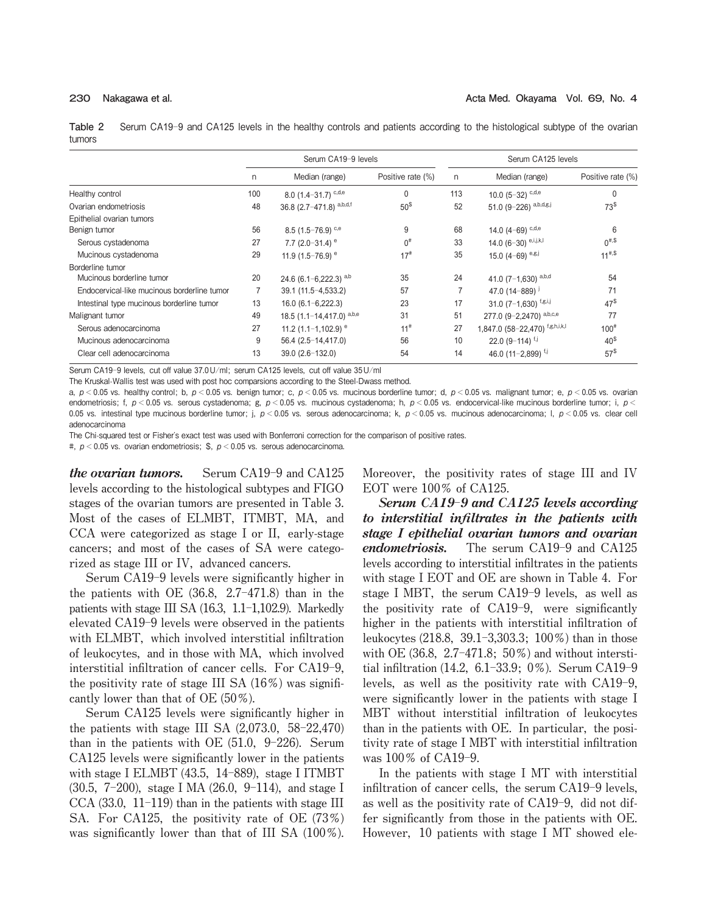**Table 2** Serum CA19-9 and CA125 levels in the healthy controls and patients according to the histological subtype of the ovarian tumors

| | Serum CA19-9 levels | | | Serum CA125 levels | | |
|---|---|---|---|---|---|---|
| | n | Median (range) | Positive rate (%) | n | Median (range) | Positive rate (%) |
| Healthy control | 100 | 8.0 (1.4-31.7) [c,d,e] | 0 | 113 | 10.0 (5-32) [c,d,e] | 0 |
| Ovarian endometriosis | 48 | 36.8 (2.7-471.8) [a,b,d,f] | 50[$] | 52 | 51.0 (9-226) [a,b,d,g,j] | 73[$] |
| Epithelial ovarian tumors | | | | | | |
| Benign tumor | 56 | 8.5 (1.5-76.9) [c,e] | 9 | 68 | 14.0 (4-69) [c,d,e] | 6 |
| Serous cystadenoma | 27 | 7.7 (2.0-31.4) [e] | 0[#] | 33 | 14.0 (6-30) [e,i,j,k,l] | 0[#,$] |
| Mucinous cystadenoma | 29 | 11.9 (1.5-76.9) [e] | 17[#] | 35 | 15.0 (4-69) [e,g,j] | 11[#,$] |
| Borderline tumor | | | | | | |
| Mucinous borderline tumor | 20 | 24.6 (6.1-6,222.3) [a,b] | 35 | 24 | 41.0 (7-1,630) [a,b,d] | 54 |
| Endocervical-like mucinous borderline tumor | 7 | 39.1 (11.5-4,533.2) | 57 | 7 | 47.0 (14-889) [j] | 71 |
| Intestinal type mucinous borderline tumor | 13 | 16.0 (6.1-6,222.3) | 23 | 17 | 31.0 (7-1,630) [f,g,i,j] | 47[$] |
| Malignant tumor | 49 | 18.5 (1.1-14,417.0) [a,b,e] | 31 | 51 | 277.0 (9-2,2470) [a,b,c,e] | 77 |
| Serous adenocarcinoma | 27 | 11.2 (1.1-1,102.9) [e] | 11[#] | 27 | 1,847.0 (58-22,470) [f,g,h,i,k,l] | 100[#] |
| Mucinous adenocarcinoma | 9 | 56.4 (2.5-14,417.0) | 56 | 10 | 22.0 (9-114) [f,j] | 40[$] |
| Clear cell adenocarcinoma | 13 | 39.0 (2.6-132.0) | 54 | 14 | 46.0 (11-2,899) [f,j] | 57[$] |

Serum CA19-9 levels, cut off value 37.0 U/ml; serum CA125 levels, cut off value 35 U/ml

The Kruskal-Wallis test was used with post hoc comparsions according to the Steel-Dwass method.

a, $p < 0.05$ vs. healthy control; b, $p < 0.05$ vs. benign tumor; c, $p < 0.05$ vs. mucinous borderline tumor; d, $p < 0.05$ vs. malignant tumor; e, $p < 0.05$ vs. ovarian endometriosis; f, $p < 0.05$ vs. serous cystadenoma; g, $p < 0.05$ vs. mucinous cystadenoma; h, $p < 0.05$ vs. endocervical-like mucinous borderline tumor; i, $p < 0.05$ vs. intestinal type mucinous borderline tumor; j, $p < 0.05$ vs. serous adenocarcinoma; k, $p < 0.05$ vs. mucinous adenocarcinoma; l, $p < 0.05$ vs. clear cell adenocarcinoma

The Chi-squared test or Fisher's exact test was used with Bonferroni correction for the comparison of positive rates.

#, $p < 0.05$ vs. ovarian endometriosis; $, $p < 0.05$ vs. serous adenocarcinoma.

***the ovarian tumors.*** Serum CA19-9 and CA125 levels according to the histological subtypes and FIGO stages of the ovarian tumors are presented in Table 3. Most of the cases of ELMBT, ITMBT, MA, and CCA were categorized as stage I or II, early-stage cancers; and most of the cases of SA were categorized as stage III or IV, advanced cancers.

Serum CA19-9 levels were significantly higher in the patients with OE (36.8, 2.7-471.8) than in the patients with stage III SA (16.3, 1.1-1,102.9). Markedly elevated CA19-9 levels were observed in the patients with ELMBT, which involved interstitial infiltration of leukocytes, and in those with MA, which involved interstitial infiltration of cancer cells. For CA19-9, the positivity rate of stage III SA (16%) was significantly lower than that of OE (50%).

Serum CA125 levels were significantly higher in the patients with stage III SA (2,073.0, 58-22,470) than in the patients with OE (51.0, 9-226). Serum CA125 levels were significantly lower in the patients with stage I ELMBT (43.5, 14-889), stage I ITMBT (30.5, 7-200), stage I MA (26.0, 9-114), and stage I CCA (33.0, 11-119) than in the patients with stage III SA. For CA125, the positivity rate of OE (73%) was significantly lower than that of III SA (100%). Moreover, the positivity rates of stage III and IV EOT were 100% of CA125.

***Serum CA19-9 and CA125 levels according to interstitial infiltrates in the patients with stage I epithelial ovarian tumors and ovarian endometriosis.*** The serum CA19-9 and CA125 levels according to interstitial infiltrates in the patients with stage I EOT and OE are shown in Table 4. For stage I MBT, the serum CA19-9 levels, as well as the positivity rate of CA19-9, were significantly higher in the patients with interstitial infiltration of leukocytes (218.8, 39.1-3,303.3; 100%) than in those with OE (36.8, 2.7-471.8; 50%) and without interstitial infiltration (14.2, 6.1-33.9; 0%). Serum CA19-9 levels, as well as the positivity rate with CA19-9, were significantly lower in the patients with stage I MBT without interstitial infiltration of leukocytes than in the patients with OE. In particular, the positivity rate of stage I MBT with interstitial infiltration was 100% of CA19-9.

In the patients with stage I MT with interstitial infiltration of cancer cells, the serum CA19-9 levels, as well as the positivity rate of CA19-9, did not differ significantly from those in the patients with OE. However, 10 patients with stage I MT showed ele-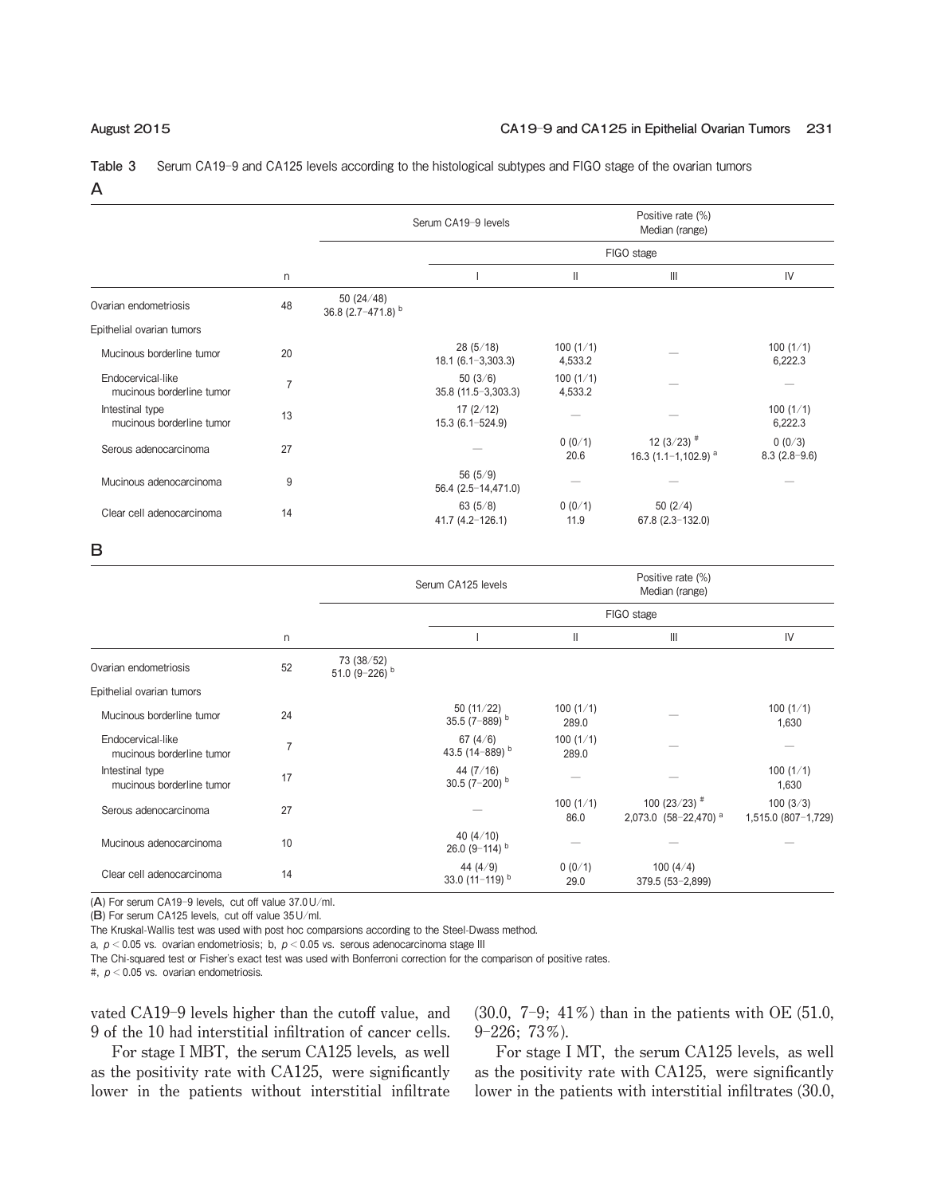**Table 3** Serum CA19-9 and CA125 levels according to the histological subtypes and FIGO stage of the ovarian tumors

A

| | n | Serum CA19-9 levels | Positive rate (%) Median (range) | | | |
|---|---|---|---|---|---|---|
| | | | FIGO stage | | | |
| | | | I | II | III | IV |
| Ovarian endometriosis | 48 | 50 (24/48) 36.8 (2.7–471.8) [b] | | | | |
| Epithelial ovarian tumors | | | | | | |
| Mucinous borderline tumor | 20 | | 28 (5/18) 18.1 (6.1–3,303.3) | 100 (1/1) 4,533.2 | — | 100 (1/1) 6,222.3 |
| Endocervical-like mucinous borderline tumor | 7 | | 50 (3/6) 35.8 (11.5–3,303.3) | 100 (1/1) 4,533.2 | — | — |
| Intestinal type mucinous borderline tumor | 13 | | 17 (2/12) 15.3 (6.1–524.9) | — | — | 100 (1/1) 6,222.3 |
| Serous adenocarcinoma | 27 | | — | 0 (0/1) 20.6 | 12 (3/23) [#] 16.3 (1.1–1,102.9) [a] | 0 (0/3) 8.3 (2.8–9.6) |
| Mucinous adenocarcinoma | 9 | | 56 (5/9) 56.4 (2.5–14,471.0) | — | — | — |
| Clear cell adenocarcinoma | 14 | | 63 (5/8) 41.7 (4.2–126.1) | 0 (0/1) 11.9 | 50 (2/4) 67.8 (2.3–132.0) | |

B

| | n | Serum CA125 levels | Positive rate (%) Median (range) | | | |
|---|---|---|---|---|---|---|
| | | | FIGO stage | | | |
| | | | I | II | III | IV |
| Ovarian endometriosis | 52 | 73 (38/52) 51.0 (9–226) [b] | | | | |
| Epithelial ovarian tumors | | | | | | |
| Mucinous borderline tumor | 24 | | 50 (11/22) 35.5 (7–889) [b] | 100 (1/1) 289.0 | — | 100 (1/1) 1,630 |
| Endocervical-like mucinous borderline tumor | 7 | | 67 (4/6) 43.5 (14–889) [b] | 100 (1/1) 289.0 | — | — |
| Intestinal type mucinous borderline tumor | 17 | | 44 (7/16) 30.5 (7–200) [b] | — | — | 100 (1/1) 1,630 |
| Serous adenocarcinoma | 27 | | — | 100 (1/1) 86.0 | 100 (23/23) [#] 2,073.0 (58–22,470) [a] | 100 (3/3) 1,515.0 (807–1,729) |
| Mucinous adenocarcinoma | 10 | | 40 (4/10) 26.0 (9–114) [b] | — | — | — |
| Clear cell adenocarcinoma | 14 | | 44 (4/9) 33.0 (11–119) [b] | 0 (0/1) 29.0 | 100 (4/4) 379.5 (53–2,899) | |

(**A**) For serum CA19-9 levels, cut off value 37.0 U/ml.
(**B**) For serum CA125 levels, cut off value 35 U/ml.
The Kruskal-Wallis test was used with post hoc comparsions according to the Steel-Dwass method.
a, $p < 0.05$ vs. ovarian endometriosis; b, $p < 0.05$ vs. serous adenocarcinoma stage III
The Chi-squared test or Fisher's exact test was used with Bonferroni correction for the comparison of positive rates.
#, $p < 0.05$ vs. ovarian endometriosis.

vated CA19-9 levels higher than the cutoff value, and 9 of the 10 had interstitial infiltration of cancer cells.

For stage I MBT, the serum CA125 levels, as well as the positivity rate with CA125, were significantly lower in the patients without interstitial infiltrate (30.0, 7–9; 41%) than in the patients with OE (51.0, 9–226; 73%).

For stage I MT, the serum CA125 levels, as well as the positivity rate with CA125, were significantly lower in the patients with interstitial infiltrates (30.0,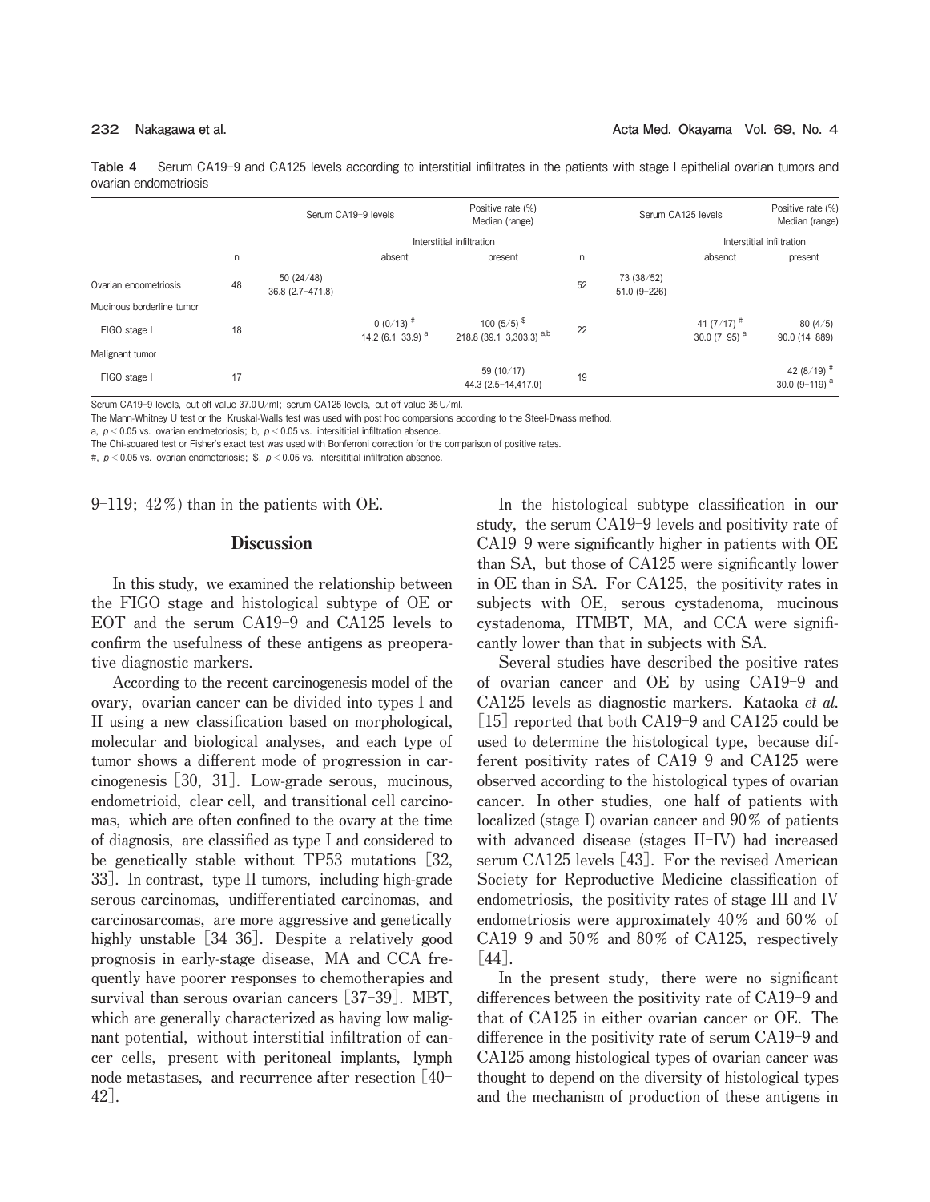**Table 4** Serum CA19-9 and CA125 levels according to interstitial infiltrates in the patients with stage I epithelial ovarian tumors and ovarian endometriosis

| | | Serum CA19-9 levels | | Positive rate (%) Median (range) | | Serum CA125 levels | | Positive rate (%) Median (range) |
|---|---|---|---|---|---|---|---|---|
| | | | Interstitial infiltration | | | | Interstitial infiltration | |
| | n | | absent | present | n | | absenct | present |
| Ovarian endometriosis | 48 | 50 (24/48) 36.8 (2.7–471.8) | | | 52 | 73 (38/52) 51.0 (9–226) | | |
| Mucinous borderline tumor | | | | | | | | |
| FIGO stage I | 18 | | 0 (0/13) [#] 14.2 (6.1–33.9) [a] | 100 (5/5) [$] 218.8 (39.1–3,303.3) [a,b] | 22 | | 41 (7/17) [#] 30.0 (7–95) [a] | 80 (4/5) 90.0 (14–889) |
| Malignant tumor | | | | | | | | |
| FIGO stage I | 17 | | | 59 (10/17) 44.3 (2.5–14,417.0) | 19 | | | 42 (8/19) [#] 30.0 (9–119) [a] |

Serum CA19-9 levels, cut off value 37.0 U/ml; serum CA125 levels, cut off value 35 U/ml.
The Mann-Whitney U test or the Kruskal-Walls test was used with post hoc comparsions according to the Steel-Dwass method.
a, $p < 0.05$ vs. ovarian endmetoriosis; b, $p < 0.05$ vs. intersititial infiltration absence.
The Chi-squared test or Fisher's exact test was used with Bonferroni correction for the comparison of positive rates.
#, $p < 0.05$ vs. ovarian endmetoriosis; $, $p < 0.05$ vs. intersititial infiltration absence.

9-119; 42%) than in the patients with OE.

## Discussion

In this study, we examined the relationship between the FIGO stage and histological subtype of OE or EOT and the serum CA19-9 and CA125 levels to confirm the usefulness of these antigens as preoperative diagnostic markers.

According to the recent carcinogenesis model of the ovary, ovarian cancer can be divided into types I and II using a new classification based on morphological, molecular and biological analyses, and each type of tumor shows a different mode of progression in carcinogenesis [30, 31]. Low-grade serous, mucinous, endometrioid, clear cell, and transitional cell carcinomas, which are often confined to the ovary at the time of diagnosis, are classified as type I and considered to be genetically stable without TP53 mutations [32, 33]. In contrast, type II tumors, including high-grade serous carcinomas, undifferentiated carcinomas, and carcinosarcomas, are more aggressive and genetically highly unstable [34-36]. Despite a relatively good prognosis in early-stage disease, MA and CCA frequently have poorer responses to chemotherapies and survival than serous ovarian cancers [37-39]. MBT, which are generally characterized as having low malignant potential, without interstitial infiltration of cancer cells, present with peritoneal implants, lymph node metastases, and recurrence after resection [40-42].

In the histological subtype classification in our study, the serum CA19-9 levels and positivity rate of CA19-9 were significantly higher in patients with OE than SA, but those of CA125 were significantly lower in OE than in SA. For CA125, the positivity rates in subjects with OE, serous cystadenoma, mucinous cystadenoma, ITMBT, MA, and CCA were significantly lower than that in subjects with SA.

Several studies have described the positive rates of ovarian cancer and OE by using CA19-9 and CA125 levels as diagnostic markers. Kataoka *et al.* [15] reported that both CA19-9 and CA125 could be used to determine the histological type, because different positivity rates of CA19-9 and CA125 were observed according to the histological types of ovarian cancer. In other studies, one half of patients with localized (stage I) ovarian cancer and 90% of patients with advanced disease (stages II-IV) had increased serum CA125 levels [43]. For the revised American Society for Reproductive Medicine classification of endometriosis, the positivity rates of stage III and IV endometriosis were approximately 40% and 60% of CA19-9 and 50% and 80% of CA125, respectively [44].

In the present study, there were no significant differences between the positivity rate of CA19-9 and that of CA125 in either ovarian cancer or OE. The difference in the positivity rate of serum CA19-9 and CA125 among histological types of ovarian cancer was thought to depend on the diversity of histological types and the mechanism of production of these antigens in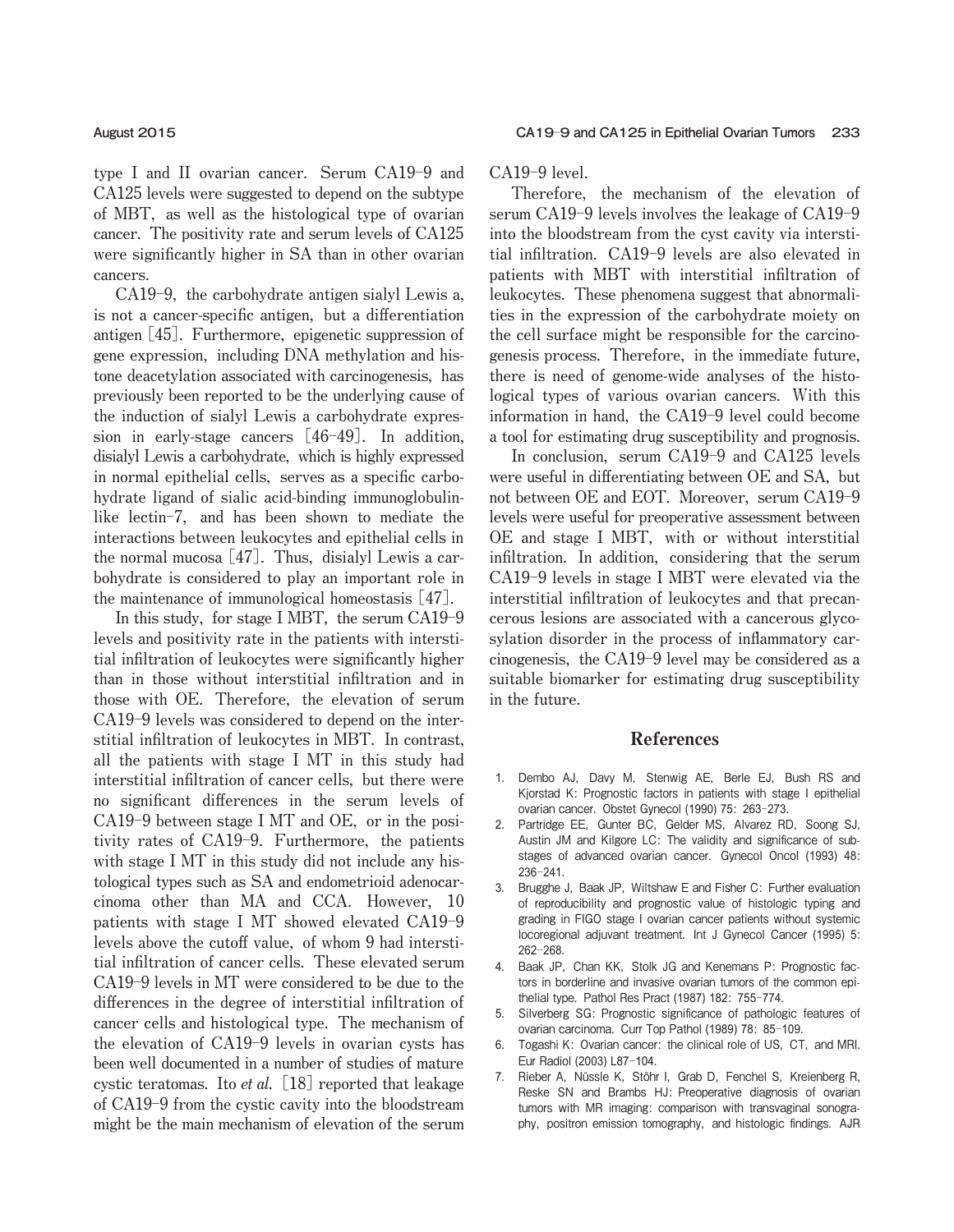type I and II ovarian cancer. Serum CA19-9 and CA125 levels were suggested to depend on the subtype of MBT, as well as the histological type of ovarian cancer. The positivity rate and serum levels of CA125 were significantly higher in SA than in other ovarian cancers.

CA19-9, the carbohydrate antigen sialyl Lewis a, is not a cancer-specific antigen, but a differentiation antigen [45]. Furthermore, epigenetic suppression of gene expression, including DNA methylation and histone deacetylation associated with carcinogenesis, has previously been reported to be the underlying cause of the induction of sialyl Lewis a carbohydrate expression in early-stage cancers [46-49]. In addition, disialyl Lewis a carbohydrate, which is highly expressed in normal epithelial cells, serves as a specific carbohydrate ligand of sialic acid-binding immunoglobulin-like lectin-7, and has been shown to mediate the interactions between leukocytes and epithelial cells in the normal mucosa [47]. Thus, disialyl Lewis a carbohydrate is considered to play an important role in the maintenance of immunological homeostasis [47].

In this study, for stage I MBT, the serum CA19-9 levels and positivity rate in the patients with interstitial infiltration of leukocytes were significantly higher than in those without interstitial infiltration and in those with OE. Therefore, the elevation of serum CA19-9 levels was considered to depend on the interstitial infiltration of leukocytes in MBT. In contrast, all the patients with stage I MT in this study had interstitial infiltration of cancer cells, but there were no significant differences in the serum levels of CA19-9 between stage I MT and OE, or in the positivity rates of CA19-9. Furthermore, the patients with stage I MT in this study did not include any histological types such as SA and endometrioid adenocarcinoma other than MA and CCA. However, 10 patients with stage I MT showed elevated CA19-9 levels above the cutoff value, of whom 9 had interstitial infiltration of cancer cells. These elevated serum CA19-9 levels in MT were considered to be due to the differences in the degree of interstitial infiltration of cancer cells and histological type. The mechanism of the elevation of CA19-9 levels in ovarian cysts has been well documented in a number of studies of mature cystic teratomas. Ito *et al.* [18] reported that leakage of CA19-9 from the cystic cavity into the bloodstream might be the main mechanism of elevation of the serum CA19-9 level.

Therefore, the mechanism of the elevation of serum CA19-9 levels involves the leakage of CA19-9 into the bloodstream from the cyst cavity via interstitial infiltration. CA19-9 levels are also elevated in patients with MBT with interstitial infiltration of leukocytes. These phenomena suggest that abnormalities in the expression of the carbohydrate moiety on the cell surface might be responsible for the carcinogenesis process. Therefore, in the immediate future, there is need of genome-wide analyses of the histological types of various ovarian cancers. With this information in hand, the CA19-9 level could become a tool for estimating drug susceptibility and prognosis.

In conclusion, serum CA19-9 and CA125 levels were useful in differentiating between OE and SA, but not between OE and EOT. Moreover, serum CA19-9 levels were useful for preoperative assessment between OE and stage I MBT, with or without interstitial infiltration. In addition, considering that the serum CA19-9 levels in stage I MBT were elevated via the interstitial infiltration of leukocytes and that precancerous lesions are associated with a cancerous glycosylation disorder in the process of inflammatory carcinogenesis, the CA19-9 level may be considered as a suitable biomarker for estimating drug susceptibility in the future.

## References

1. Dembo AJ, Davy M, Stenwig AE, Berle EJ, Bush RS and Kjorstad K: Prognostic factors in patients with stage I epithelial ovarian cancer. Obstet Gynecol (1990) 75: 263-273.
2. Partridge EE, Gunter BC, Gelder MS, Alvarez RD, Soong SJ, Austin JM and Kilgore LC: The validity and significance of substages of advanced ovarian cancer. Gynecol Oncol (1993) 48: 236-241.
3. Brugghe J, Baak JP, Wiltshaw E and Fisher C: Further evaluation of reproducibility and prognostic value of histologic typing and grading in FIGO stage I ovarian cancer patients without systemic locoregional adjuvant treatment. Int J Gynecol Cancer (1995) 5: 262-268.
4. Baak JP, Chan KK, Stolk JG and Kenemans P: Prognostic factors in borderline and invasive ovarian tumors of the common epithelial type. Pathol Res Pract (1987) 182: 755-774.
5. Silverberg SG: Prognostic significance of pathologic features of ovarian carcinoma. Curr Top Pathol (1989) 78: 85-109.
6. Togashi K: Ovarian cancer: the clinical role of US, CT, and MRI. Eur Radiol (2003) L87-104.
7. Rieber A, Nüssle K, Stöhr I, Grab D, Fenchel S, Kreienberg R, Reske SN and Brambs HJ: Preoperative diagnosis of ovarian tumors with MR imaging: comparison with transvaginal sonography, positron emission tomography, and histologic findings. AJR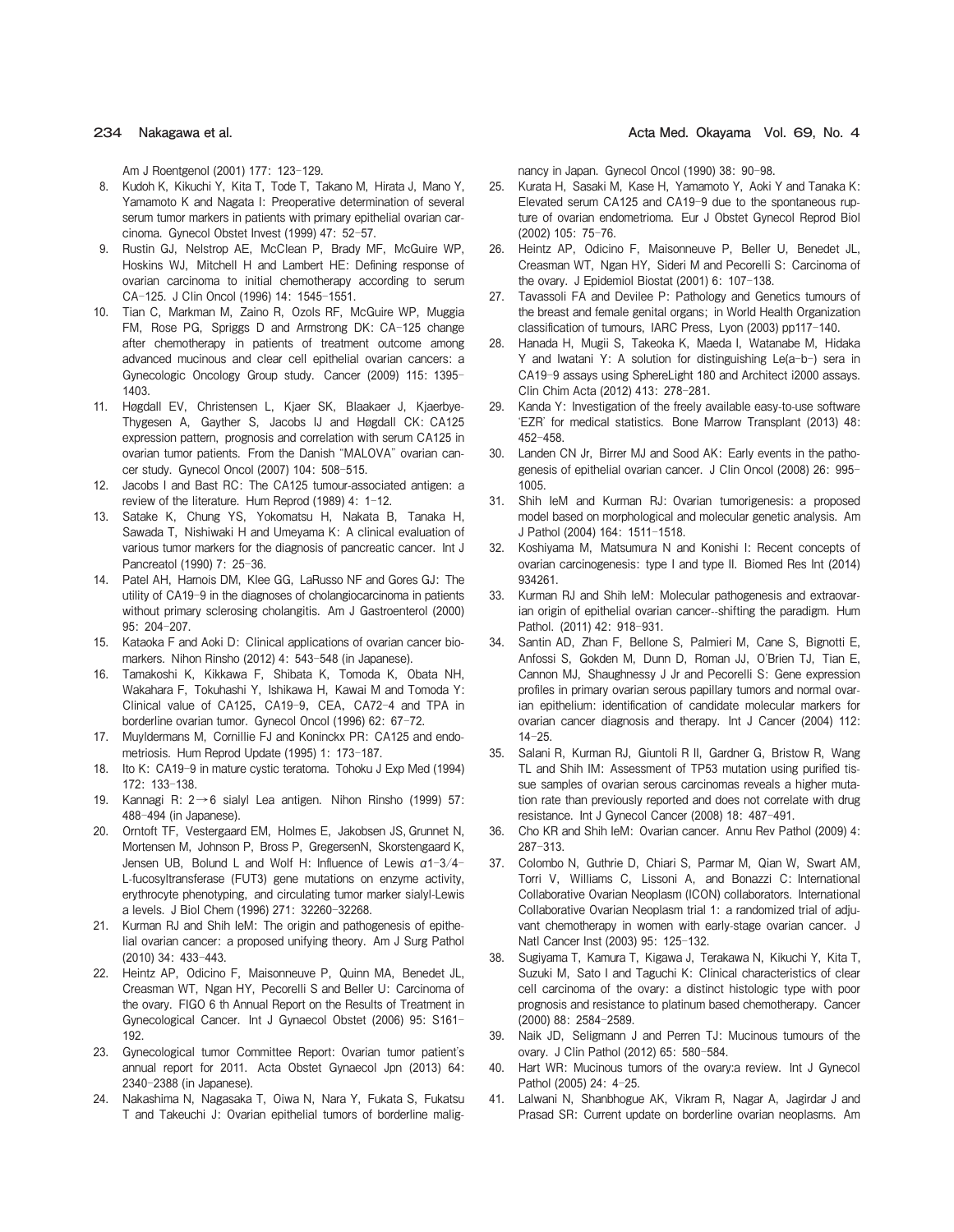Am J Roentgenol (2001) 177: 123–129.

8. Kudoh K, Kikuchi Y, Kita T, Tode T, Takano M, Hirata J, Mano Y, Yamamoto K and Nagata I: Preoperative determination of several serum tumor markers in patients with primary epithelial ovarian carcinoma. Gynecol Obstet Invest (1999) 47: 52–57.
9. Rustin GJ, Nelstrop AE, McClean P, Brady MF, McGuire WP, Hoskins WJ, Mitchell H and Lambert HE: Defining response of ovarian carcinoma to initial chemotherapy according to serum CA-125. J Clin Oncol (1996) 14: 1545–1551.
10. Tian C, Markman M, Zaino R, Ozols RF, McGuire WP, Muggia FM, Rose PG, Spriggs D and Armstrong DK: CA-125 change after chemotherapy in patients of treatment outcome among advanced mucinous and clear cell epithelial ovarian cancers: a Gynecologic Oncology Group study. Cancer (2009) 115: 1395–1403.
11. Høgdall EV, Christensen L, Kjaer SK, Blaakaer J, Kjaerbye-Thygesen A, Gayther S, Jacobs IJ and Høgdall CK: CA125 expression pattern, prognosis and correlation with serum CA125 in ovarian tumor patients. From the Danish "MALOVA" ovarian cancer study. Gynecol Oncol (2007) 104: 508–515.
12. Jacobs I and Bast RC: The CA125 tumour-associated antigen: a review of the literature. Hum Reprod (1989) 4: 1–12.
13. Satake K, Chung YS, Yokomatsu H, Nakata B, Tanaka H, Sawada T, Nishiwaki H and Umeyama K: A clinical evaluation of various tumor markers for the diagnosis of pancreatic cancer. Int J Pancreatol (1990) 7: 25–36.
14. Patel AH, Harnois DM, Klee GG, LaRusso NF and Gores GJ: The utility of CA19-9 in the diagnoses of cholangiocarcinoma in patients without primary sclerosing cholangitis. Am J Gastroenterol (2000) 95: 204–207.
15. Kataoka F and Aoki D: Clinical applications of ovarian cancer biomarkers. Nihon Rinsho (2012) 4: 543–548 (in Japanese).
16. Tamakoshi K, Kikkawa F, Shibata K, Tomoda K, Obata NH, Wakahara F, Tokuhashi Y, Ishikawa H, Kawai M and Tomoda Y: Clinical value of CA125, CA19-9, CEA, CA72-4 and TPA in borderline ovarian tumor. Gynecol Oncol (1996) 62: 67–72.
17. Muyldermans M, Cornillie FJ and Koninckx PR: CA125 and endometriosis. Hum Reprod Update (1995) 1: 173–187.
18. Ito K: CA19-9 in mature cystic teratoma. Tohoku J Exp Med (1994) 172: 133–138.
19. Kannagi R: 2→6 sialyl Lea antigen. Nihon Rinsho (1999) 57: 488–494 (in Japanese).
20. Orntoft TF, Vestergaard EM, Holmes E, Jakobsen JS, Grunnet N, Mortensen M, Johnson P, Bross P, GregersenN, Skorstengaard K, Jensen UB, Bolund L and Wolf H: Influence of Lewis $\alpha$1-3/4-L-fucosyltransferase (FUT3) gene mutations on enzyme activity, erythrocyte phenotyping, and circulating tumor marker sialyl-Lewis a levels. J Biol Chem (1996) 271: 32260–32268.
21. Kurman RJ and Shih IeM: The origin and pathogenesis of epithelial ovarian cancer: a proposed unifying theory. Am J Surg Pathol (2010) 34: 433–443.
22. Heintz AP, Odicino F, Maisonneuve P, Quinn MA, Benedet JL, Creasman WT, Ngan HY, Pecorelli S and Beller U: Carcinoma of the ovary. FIGO 6 th Annual Report on the Results of Treatment in Gynecological Cancer. Int J Gynaecol Obstet (2006) 95: S161–192.
23. Gynecological tumor Committee Report: Ovarian tumor patient's annual report for 2011. Acta Obstet Gynaecol Jpn (2013) 64: 2340–2388 (in Japanese).
24. Nakashima N, Nagasaka T, Oiwa N, Nara Y, Fukata S, Fukatsu T and Takeuchi J: Ovarian epithelial tumors of borderline malignancy in Japan. Gynecol Oncol (1990) 38: 90–98.
25. Kurata H, Sasaki M, Kase H, Yamamoto Y, Aoki Y and Tanaka K: Elevated serum CA125 and CA19-9 due to the spontaneous rupture of ovarian endometrioma. Eur J Obstet Gynecol Reprod Biol (2002) 105: 75–76.
26. Heintz AP, Odicino F, Maisonneuve P, Beller U, Benedet JL, Creasman WT, Ngan HY, Sideri M and Pecorelli S: Carcinoma of the ovary. J Epidemiol Biostat (2001) 6: 107–138.
27. Tavassoli FA and Devilee P: Pathology and Genetics tumours of the breast and female genital organs; in World Health Organization classification of tumours, IARC Press, Lyon (2003) pp117–140.
28. Hanada H, Mugii S, Takeoka K, Maeda I, Watanabe M, Hidaka Y and Iwatani Y: A solution for distinguishing Le(a-b-) sera in CA19-9 assays using SphereLight 180 and Architect i2000 assays. Clin Chim Acta (2012) 413: 278–281.
29. Kanda Y: Investigation of the freely available easy-to-use software 'EZR' for medical statistics. Bone Marrow Transplant (2013) 48: 452–458.
30. Landen CN Jr, Birrer MJ and Sood AK: Early events in the pathogenesis of epithelial ovarian cancer. J Clin Oncol (2008) 26: 995–1005.
31. Shih IeM and Kurman RJ: Ovarian tumorigenesis: a proposed model based on morphological and molecular genetic analysis. Am J Pathol (2004) 164: 1511–1518.
32. Koshiyama M, Matsumura N and Konishi I: Recent concepts of ovarian carcinogenesis: type I and type II. Biomed Res Int (2014) 934261.
33. Kurman RJ and Shih IeM: Molecular pathogenesis and extraovarian origin of epithelial ovarian cancer--shifting the paradigm. Hum Pathol. (2011) 42: 918–931.
34. Santin AD, Zhan F, Bellone S, Palmieri M, Cane S, Bignotti E, Anfossi S, Gokden M, Dunn D, Roman JJ, O'Brien TJ, Tian E, Cannon MJ, Shaughnessy J Jr and Pecorelli S: Gene expression profiles in primary ovarian serous papillary tumors and normal ovarian epithelium: identification of candidate molecular markers for ovarian cancer diagnosis and therapy. Int J Cancer (2004) 112: 14–25.
35. Salani R, Kurman RJ, Giuntoli R II, Gardner G, Bristow R, Wang TL and Shih IM: Assessment of TP53 mutation using purified tissue samples of ovarian serous carcinomas reveals a higher mutation rate than previously reported and does not correlate with drug resistance. Int J Gynecol Cancer (2008) 18: 487–491.
36. Cho KR and Shih IeM: Ovarian cancer. Annu Rev Pathol (2009) 4: 287–313.
37. Colombo N, Guthrie D, Chiari S, Parmar M, Qian W, Swart AM, Torri V, Williams C, Lissoni A, and Bonazzi C: International Collaborative Ovarian Neoplasm (ICON) collaborators. International Collaborative Ovarian Neoplasm trial 1: a randomized trial of adjuvant chemotherapy in women with early-stage ovarian cancer. J Natl Cancer Inst (2003) 95: 125–132.
38. Sugiyama T, Kamura T, Kigawa J, Terakawa N, Kikuchi Y, Kita T, Suzuki M, Sato I and Taguchi K: Clinical characteristics of clear cell carcinoma of the ovary: a distinct histologic type with poor prognosis and resistance to platinum based chemotherapy. Cancer (2000) 88: 2584–2589.
39. Naik JD, Seligmann J and Perren TJ: Mucinous tumours of the ovary. J Clin Pathol (2012) 65: 580–584.
40. Hart WR: Mucinous tumors of the ovary:a review. Int J Gynecol Pathol (2005) 24: 4–25.
41. Lalwani N, Shanbhogue AK, Vikram R, Nagar A, Jagirdar J and Prasad SR: Current update on borderline ovarian neoplasms. Am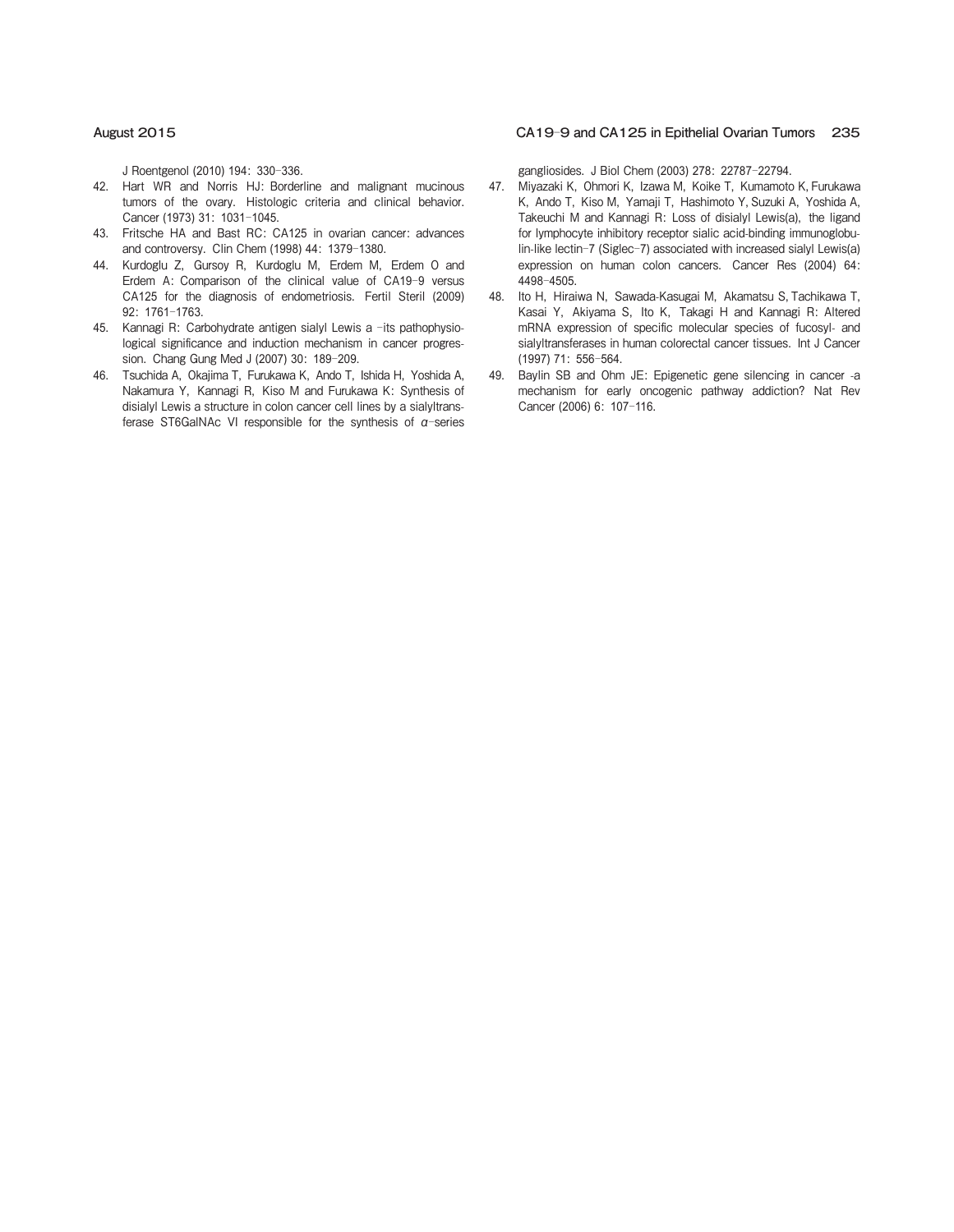J Roentgenol (2010) 194: 330–336.

42. Hart WR and Norris HJ: Borderline and malignant mucinous tumors of the ovary. Histologic criteria and clinical behavior. Cancer (1973) 31: 1031–1045.
43. Fritsche HA and Bast RC: CA125 in ovarian cancer: advances and controversy. Clin Chem (1998) 44: 1379–1380.
44. Kurdoglu Z, Gursoy R, Kurdoglu M, Erdem M, Erdem O and Erdem A: Comparison of the clinical value of CA19-9 versus CA125 for the diagnosis of endometriosis. Fertil Steril (2009) 92: 1761–1763.
45. Kannagi R: Carbohydrate antigen sialyl Lewis a -its pathophysiological significance and induction mechanism in cancer progression. Chang Gung Med J (2007) 30: 189–209.
46. Tsuchida A, Okajima T, Furukawa K, Ando T, Ishida H, Yoshida A, Nakamura Y, Kannagi R, Kiso M and Furukawa K: Synthesis of disialyl Lewis a structure in colon cancer cell lines by a sialyltransferase ST6GalNAc VI responsible for the synthesis of α-series gangliosides. J Biol Chem (2003) 278: 22787–22794.
47. Miyazaki K, Ohmori K, Izawa M, Koike T, Kumamoto K, Furukawa K, Ando T, Kiso M, Yamaji T, Hashimoto Y, Suzuki A, Yoshida A, Takeuchi M and Kannagi R: Loss of disialyl Lewis(a), the ligand for lymphocyte inhibitory receptor sialic acid-binding immunoglobulin-like lectin-7 (Siglec-7) associated with increased sialyl Lewis(a) expression on human colon cancers. Cancer Res (2004) 64: 4498–4505.
48. Ito H, Hiraiwa N, Sawada-Kasugai M, Akamatsu S, Tachikawa T, Kasai Y, Akiyama S, Ito K, Takagi H and Kannagi R: Altered mRNA expression of specific molecular species of fucosyl- and sialyltransferases in human colorectal cancer tissues. Int J Cancer (1997) 71: 556–564.
49. Baylin SB and Ohm JE: Epigenetic gene silencing in cancer -a mechanism for early oncogenic pathway addiction? Nat Rev Cancer (2006) 6: 107–116.